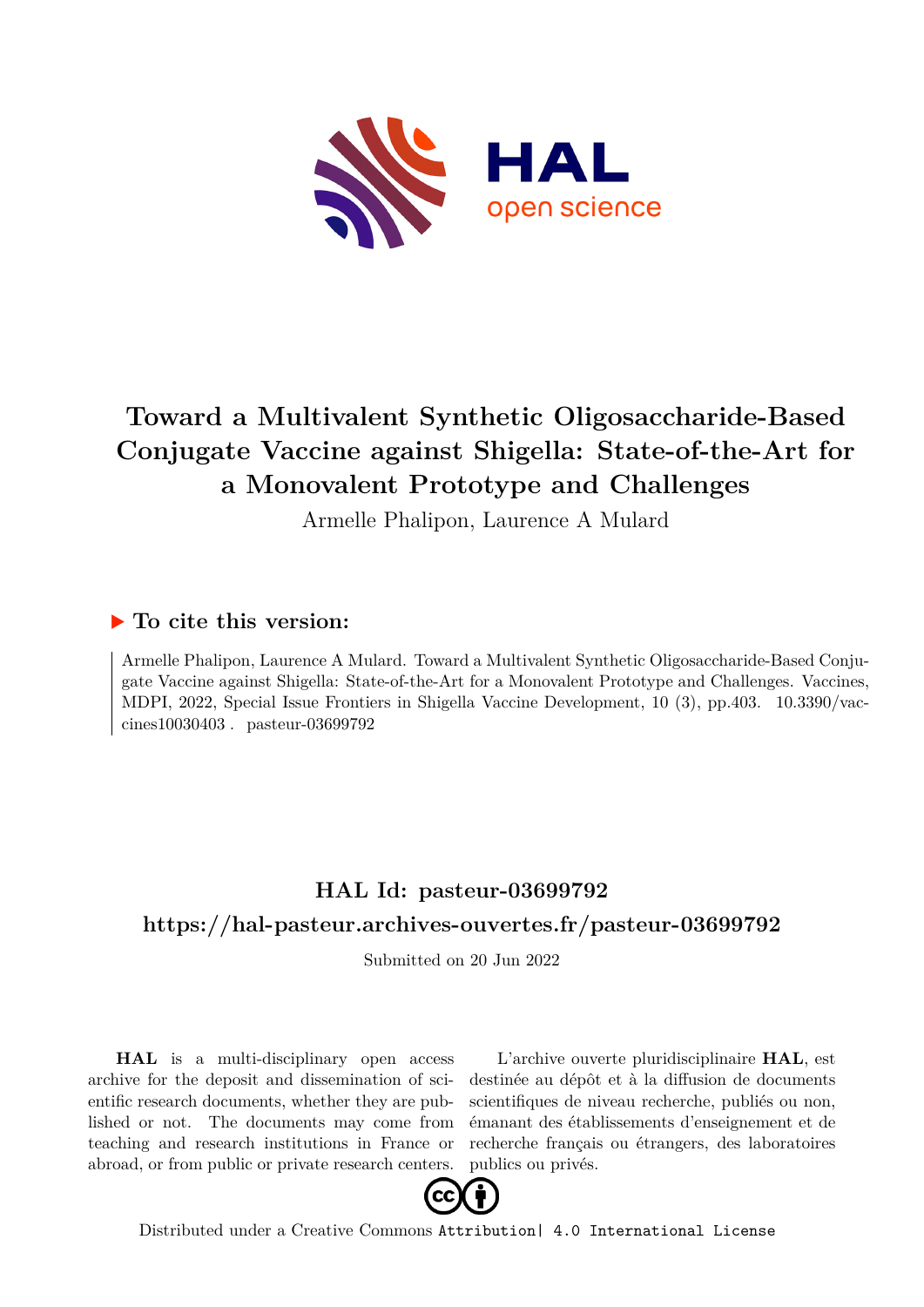# Toward a Multivalent Synthetic Oligosaccharide-Based Conjugate Vaccine against Shigella: State-of-the-Art for a Monovalent Prototype and Challenges

Armelle Phalipon, Laurence A Mulard

## ▶ To cite this version:

Armelle Phalipon, Laurence A Mulard. Toward a Multivalent Synthetic Oligosaccharide-Based Conjugate Vaccine against Shigella: State-of-the-Art for a Monovalent Prototype and Challenges. Vaccines, MDPI, 2022, Special Issue Frontiers in Shigella Vaccine Development, 10 (3), pp.403. 10.3390/vaccines10030403 . pasteur-03699792

## HAL Id: pasteur-03699792

## https://hal-pasteur.archives-ouvertes.fr/pasteur-03699792

Submitted on 20 Jun 2022

**HAL** is a multi-disciplinary open access archive for the deposit and dissemination of scientific research documents, whether they are published or not. The documents may come from teaching and research institutions in France or abroad, or from public or private research centers.

L'archive ouverte pluridisciplinaire **HAL**, est destinée au dépôt et à la diffusion de documents scientifiques de niveau recherche, publiés ou non, émanant des établissements d'enseignement et de recherche français ou étrangers, des laboratoires publics ou privés.

Distributed under a Creative Commons Attribution| 4.0 International License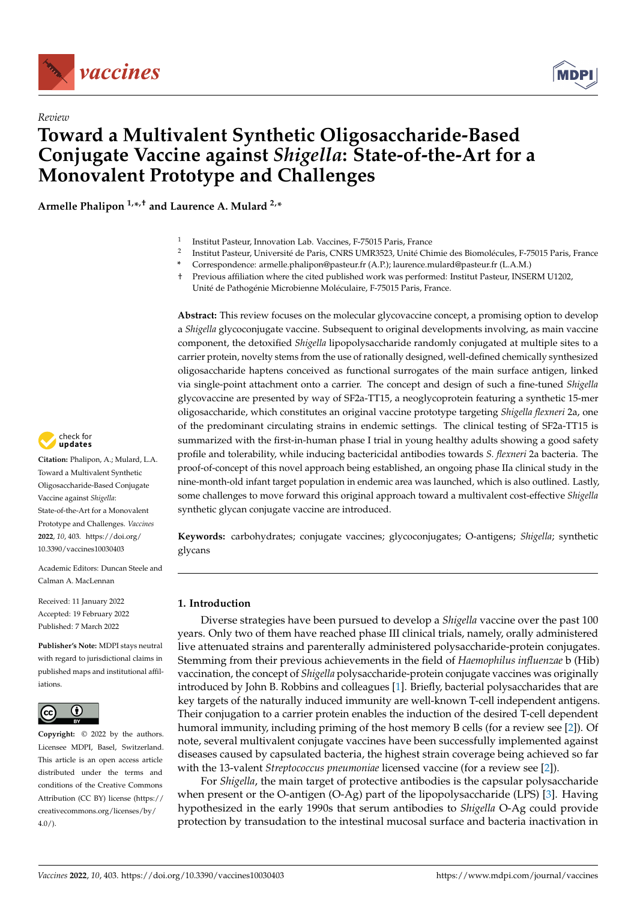Review

# Toward a Multivalent Synthetic Oligosaccharide-Based Conjugate Vaccine against *Shigella*: State-of-the-Art for a Monovalent Prototype and Challenges

**Armelle Phalipon** [1,*,†] **and Laurence A. Mulard** [2,*]

[1] Institut Pasteur, Innovation Lab. Vaccines, F-75015 Paris, France
[2] Institut Pasteur, Université de Paris, CNRS UMR3523, Unité Chimie des Biomolécules, F-75015 Paris, France
\* Correspondence: armelle.phalipon@pasteur.fr (A.P.); laurence.mulard@pasteur.fr (L.A.M.)
† Previous affiliation where the cited published work was performed: Institut Pasteur, INSERM U1202, Unité de Pathogénie Microbienne Moléculaire, F-75015 Paris, France.

**Citation:** Phalipon, A.; Mulard, L.A. Toward a Multivalent Synthetic Oligosaccharide-Based Conjugate Vaccine against *Shigella*: State-of-the-Art for a Monovalent Prototype and Challenges. *Vaccines* **2022**, *10*, 403. https://doi.org/10.3390/vaccines10030403

Academic Editors: Duncan Steele and Calman A. MacLennan

Received: 11 January 2022
Accepted: 19 February 2022
Published: 7 March 2022

**Publisher's Note:** MDPI stays neutral with regard to jurisdictional claims in published maps and institutional affiliations.

**Copyright:** © 2022 by the authors. Licensee MDPI, Basel, Switzerland. This article is an open access article distributed under the terms and conditions of the Creative Commons Attribution (CC BY) license (https://creativecommons.org/licenses/by/4.0/).

**Abstract:** This review focuses on the molecular glycovaccine concept, a promising option to develop a *Shigella* glycoconjugate vaccine. Subsequent to original developments involving, as main vaccine component, the detoxified *Shigella* lipopolysaccharide randomly conjugated at multiple sites to a carrier protein, novelty stems from the use of rationally designed, well-defined chemically synthesized oligosaccharide haptens conceived as functional surrogates of the main surface antigen, linked via single-point attachment onto a carrier. The concept and design of such a fine-tuned *Shigella* glycovaccine are presented by way of SF2a-TT15, a neoglycoprotein featuring a synthetic 15-mer oligosaccharide, which constitutes an original vaccine prototype targeting *Shigella flexneri* 2a, one of the predominant circulating strains in endemic settings. The clinical testing of SF2a-TT15 is summarized with the first-in-human phase I trial in young healthy adults showing a good safety profile and tolerability, while inducing bactericidal antibodies towards *S. flexneri* 2a bacteria. The proof-of-concept of this novel approach being established, an ongoing phase IIa clinical study in the nine-month-old infant target population in endemic area was launched, which is also outlined. Lastly, some challenges to move forward this original approach toward a multivalent cost-effective *Shigella* synthetic glycan conjugate vaccine are introduced.

**Keywords:** carbohydrates; conjugate vaccines; glycoconjugates; O-antigens; *Shigella*; synthetic glycans

## 1. Introduction

Diverse strategies have been pursued to develop a *Shigella* vaccine over the past 100 years. Only two of them have reached phase III clinical trials, namely, orally administered live attenuated strains and parenterally administered polysaccharide-protein conjugates. Stemming from their previous achievements in the field of *Haemophilus influenzae* b (Hib) vaccination, the concept of *Shigella* polysaccharide-protein conjugate vaccines was originally introduced by John B. Robbins and colleagues [1]. Briefly, bacterial polysaccharides that are key targets of the naturally induced immunity are well-known T-cell independent antigens. Their conjugation to a carrier protein enables the induction of the desired T-cell dependent humoral immunity, including priming of the host memory B cells (for a review see [2]). Of note, several multivalent conjugate vaccines have been successfully implemented against diseases caused by capsulated bacteria, the highest strain coverage being achieved so far with the 13-valent *Streptococcus pneumoniae* licensed vaccine (for a review see [2]).

For *Shigella*, the main target of protective antibodies is the capsular polysaccharide when present or the O-antigen (O-Ag) part of the lipopolysaccharide (LPS) [3]. Having hypothesized in the early 1990s that serum antibodies to *Shigella* O-Ag could provide protection by transudation to the intestinal mucosal surface and bacteria inactivation in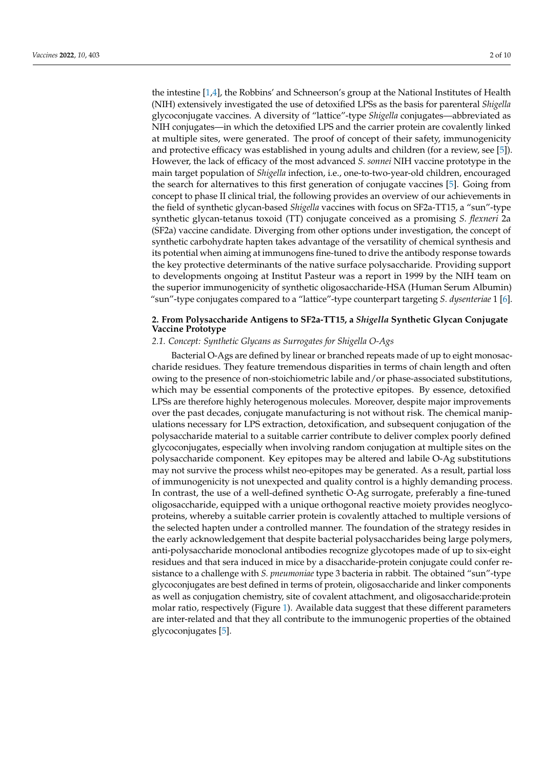the intestine [1,4], the Robbins' and Schneerson's group at the National Institutes of Health (NIH) extensively investigated the use of detoxified LPSs as the basis for parenteral *Shigella* glycoconjugate vaccines. A diversity of "lattice"-type *Shigella* conjugates—abbreviated as NIH conjugates—in which the detoxified LPS and the carrier protein are covalently linked at multiple sites, were generated. The proof of concept of their safety, immunogenicity and protective efficacy was established in young adults and children (for a review, see [5]). However, the lack of efficacy of the most advanced *S. sonnei* NIH vaccine prototype in the main target population of *Shigella* infection, i.e., one-to-two-year-old children, encouraged the search for alternatives to this first generation of conjugate vaccines [5]. Going from concept to phase II clinical trial, the following provides an overview of our achievements in the field of synthetic glycan-based *Shigella* vaccines with focus on SF2a-TT15, a "sun"-type synthetic glycan-tetanus toxoid (TT) conjugate conceived as a promising *S. flexneri* 2a (SF2a) vaccine candidate. Diverging from other options under investigation, the concept of synthetic carbohydrate hapten takes advantage of the versatility of chemical synthesis and its potential when aiming at immunogens fine-tuned to drive the antibody response towards the key protective determinants of the native surface polysaccharide. Providing support to developments ongoing at Institut Pasteur was a report in 1999 by the NIH team on the superior immunogenicity of synthetic oligosaccharide-HSA (Human Serum Albumin) "sun"-type conjugates compared to a "lattice"-type counterpart targeting *S. dysenteriae* 1 [6].

## 2. From Polysaccharide Antigens to SF2a-TT15, a *Shigella* Synthetic Glycan Conjugate Vaccine Prototype

### 2.1. Concept: Synthetic Glycans as Surrogates for Shigella O-Ags

Bacterial O-Ags are defined by linear or branched repeats made of up to eight monosaccharide residues. They feature tremendous disparities in terms of chain length and often owing to the presence of non-stoichiometric labile and/or phase-associated substitutions, which may be essential components of the protective epitopes. By essence, detoxified LPSs are therefore highly heterogenous molecules. Moreover, despite major improvements over the past decades, conjugate manufacturing is not without risk. The chemical manipulations necessary for LPS extraction, detoxification, and subsequent conjugation of the polysaccharide material to a suitable carrier contribute to deliver complex poorly defined glycoconjugates, especially when involving random conjugation at multiple sites on the polysaccharide component. Key epitopes may be altered and labile O-Ag substitutions may not survive the process whilst neo-epitopes may be generated. As a result, partial loss of immunogenicity is not unexpected and quality control is a highly demanding process. In contrast, the use of a well-defined synthetic O-Ag surrogate, preferably a fine-tuned oligosaccharide, equipped with a unique orthogonal reactive moiety provides neoglycoproteins, whereby a suitable carrier protein is covalently attached to multiple versions of the selected hapten under a controlled manner. The foundation of the strategy resides in the early acknowledgement that despite bacterial polysaccharides being large polymers, anti-polysaccharide monoclonal antibodies recognize glycotopes made of up to six-eight residues and that sera induced in mice by a disaccharide-protein conjugate could confer resistance to a challenge with *S. pneumoniae* type 3 bacteria in rabbit. The obtained "sun"-type glycoconjugates are best defined in terms of protein, oligosaccharide and linker components as well as conjugation chemistry, site of covalent attachment, and oligosaccharide:protein molar ratio, respectively (Figure 1). Available data suggest that these different parameters are inter-related and that they all contribute to the immunogenic properties of the obtained glycoconjugates [5].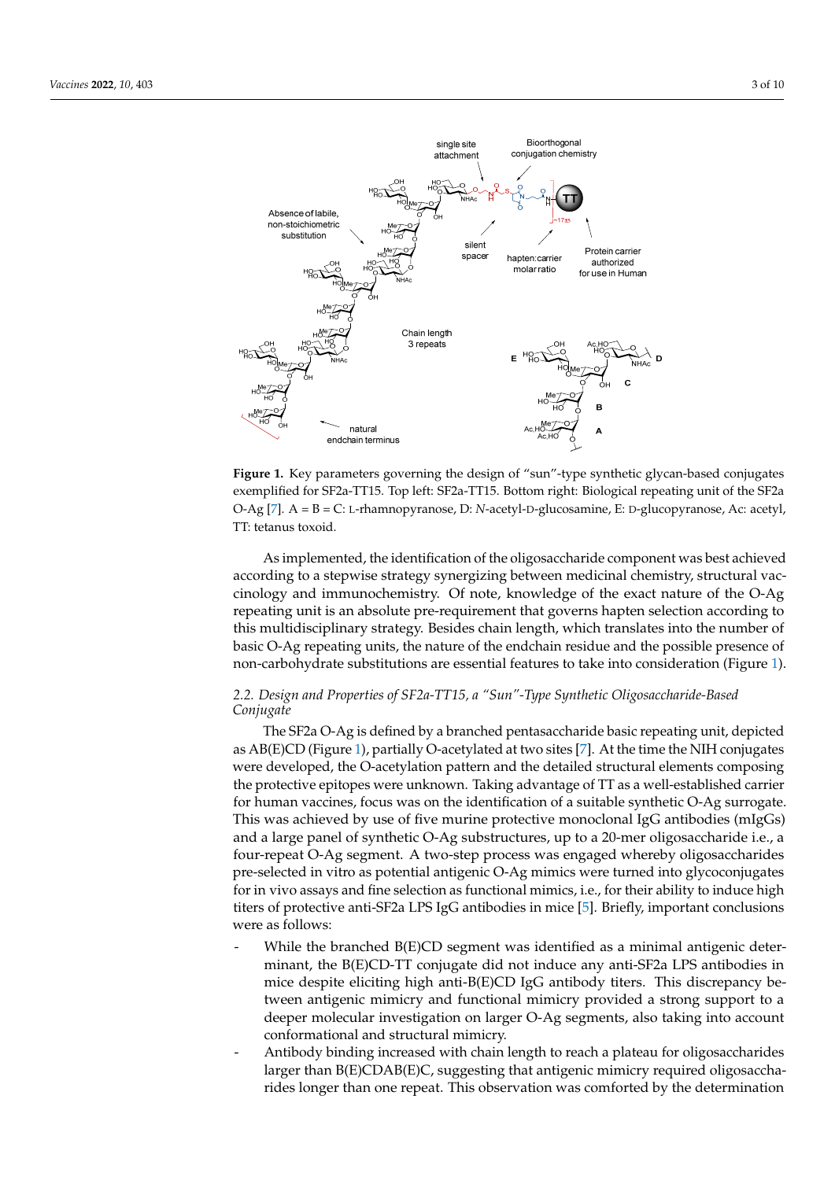**Figure 1.** Key parameters governing the design of "sun"-type synthetic glycan-based conjugates exemplified for SF2a-TT15. Top left: SF2a-TT15. Bottom right: Biological repeating unit of the SF2a O-Ag [7]. A = B = C: L-rhamnopyranose, D: *N*-acetyl-D-glucosamine, E: D-glucopyranose, Ac: acetyl, TT: tetanus toxoid.

As implemented, the identification of the oligosaccharide component was best achieved according to a stepwise strategy synergizing between medicinal chemistry, structural vaccinology and immunochemistry. Of note, knowledge of the exact nature of the O-Ag repeating unit is an absolute pre-requirement that governs hapten selection according to this multidisciplinary strategy. Besides chain length, which translates into the number of basic O-Ag repeating units, the nature of the endchain residue and the possible presence of non-carbohydrate substitutions are essential features to take into consideration (Figure 1).

### *2.2. Design and Properties of SF2a-TT15, a "Sun"-Type Synthetic Oligosaccharide-Based Conjugate*

The SF2a O-Ag is defined by a branched pentasaccharide basic repeating unit, depicted as AB(E)CD (Figure 1), partially O-acetylated at two sites [7]. At the time the NIH conjugates were developed, the O-acetylation pattern and the detailed structural elements composing the protective epitopes were unknown. Taking advantage of TT as a well-established carrier for human vaccines, focus was on the identification of a suitable synthetic O-Ag surrogate. This was achieved by use of five murine protective monoclonal IgG antibodies (mIgGs) and a large panel of synthetic O-Ag substructures, up to a 20-mer oligosaccharide i.e., a four-repeat O-Ag segment. A two-step process was engaged whereby oligosaccharides pre-selected in vitro as potential antigenic O-Ag mimics were turned into glycoconjugates for in vivo assays and fine selection as functional mimics, i.e., for their ability to induce high titers of protective anti-SF2a LPS IgG antibodies in mice [5]. Briefly, important conclusions were as follows:

- While the branched B(E)CD segment was identified as a minimal antigenic determinant, the B(E)CD-TT conjugate did not induce any anti-SF2a LPS antibodies in mice despite eliciting high anti-B(E)CD IgG antibody titers. This discrepancy between antigenic mimicry and functional mimicry provided a strong support to a deeper molecular investigation on larger O-Ag segments, also taking into account conformational and structural mimicry.
- Antibody binding increased with chain length to reach a plateau for oligosaccharides larger than B(E)CDAB(E)C, suggesting that antigenic mimicry required oligosaccharides longer than one repeat. This observation was comforted by the determination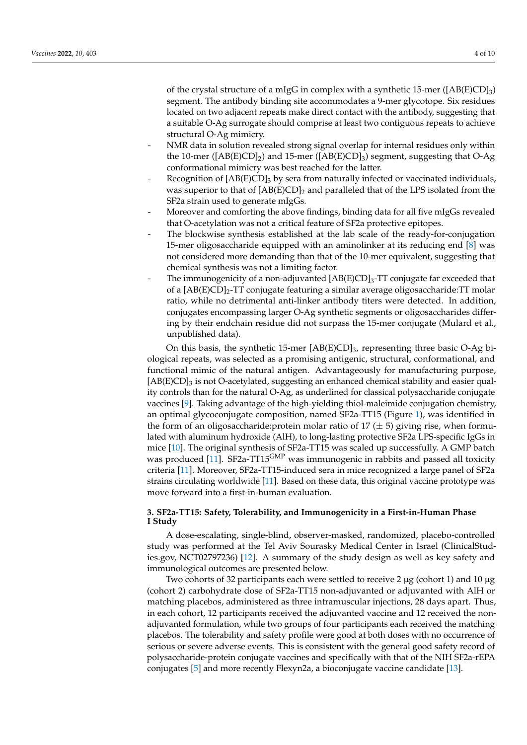of the crystal structure of a mIgG in complex with a synthetic 15-mer ($[AB(E)CD]_3$) segment. The antibody binding site accommodates a 9-mer glycotope. Six residues located on two adjacent repeats make direct contact with the antibody, suggesting that a suitable O-Ag surrogate should comprise at least two contiguous repeats to achieve structural O-Ag mimicry.

- NMR data in solution revealed strong signal overlap for internal residues only within the 10-mer ($[AB(E)CD]_2$) and 15-mer ($[AB(E)CD]_3$) segment, suggesting that O-Ag conformational mimicry was best reached for the latter.
- Recognition of $[AB(E)CD]_3$ by sera from naturally infected or vaccinated individuals, was superior to that of $[AB(E)CD]_2$ and paralleled that of the LPS isolated from the SF2a strain used to generate mIgGs.
- Moreover and comforting the above findings, binding data for all five mIgGs revealed that O-acetylation was not a critical feature of SF2a protective epitopes.
- The blockwise synthesis established at the lab scale of the ready-for-conjugation 15-mer oligosaccharide equipped with an aminolinker at its reducing end [8] was not considered more demanding than that of the 10-mer equivalent, suggesting that chemical synthesis was not a limiting factor.
- The immunogenicity of a non-adjuvanted $[AB(E)CD]_3$-TT conjugate far exceeded that of a $[AB(E)CD]_2$-TT conjugate featuring a similar average oligosaccharide:TT molar ratio, while no detrimental anti-linker antibody titers were detected. In addition, conjugates encompassing larger O-Ag synthetic segments or oligosaccharides differing by their endchain residue did not surpass the 15-mer conjugate (Mulard et al., unpublished data).

On this basis, the synthetic 15-mer $[AB(E)CD]_3$, representing three basic O-Ag biological repeats, was selected as a promising antigenic, structural, conformational, and functional mimic of the natural antigen. Advantageously for manufacturing purpose, $[AB(E)CD]_3$ is not O-acetylated, suggesting an enhanced chemical stability and easier quality controls than for the natural O-Ag, as underlined for classical polysaccharide conjugate vaccines [9]. Taking advantage of the high-yielding thiol-maleimide conjugation chemistry, an optimal glycoconjugate composition, named SF2a-TT15 (Figure 1), was identified in the form of an oligosaccharide:protein molar ratio of 17 ($\pm$ 5) giving rise, when formulated with aluminum hydroxide (AlH), to long-lasting protective SF2a LPS-specific IgGs in mice [10]. The original synthesis of SF2a-TT15 was scaled up successfully. A GMP batch was produced [11]. SF2a-TT15$^{GMP}$ was immunogenic in rabbits and passed all toxicity criteria [11]. Moreover, SF2a-TT15-induced sera in mice recognized a large panel of SF2a strains circulating worldwide [11]. Based on these data, this original vaccine prototype was move forward into a first-in-human evaluation.

## 3. SF2a-TT15: Safety, Tolerability, and Immunogenicity in a First-in-Human Phase I Study

A dose-escalating, single-blind, observer-masked, randomized, placebo-controlled study was performed at the Tel Aviv Sourasky Medical Center in Israel (ClinicalStudies.gov, NCT02797236) [12]. A summary of the study design as well as key safety and immunological outcomes are presented below.

Two cohorts of 32 participants each were settled to receive 2 µg (cohort 1) and 10 µg (cohort 2) carbohydrate dose of SF2a-TT15 non-adjuvanted or adjuvanted with AlH or matching placebos, administered as three intramuscular injections, 28 days apart. Thus, in each cohort, 12 participants received the adjuvanted vaccine and 12 received the non-adjuvanted formulation, while two groups of four participants each received the matching placebos. The tolerability and safety profile were good at both doses with no occurrence of serious or severe adverse events. This is consistent with the general good safety record of polysaccharide-protein conjugate vaccines and specifically with that of the NIH SF2a-rEPA conjugates [5] and more recently Flexyn2a, a bioconjugate vaccine candidate [13].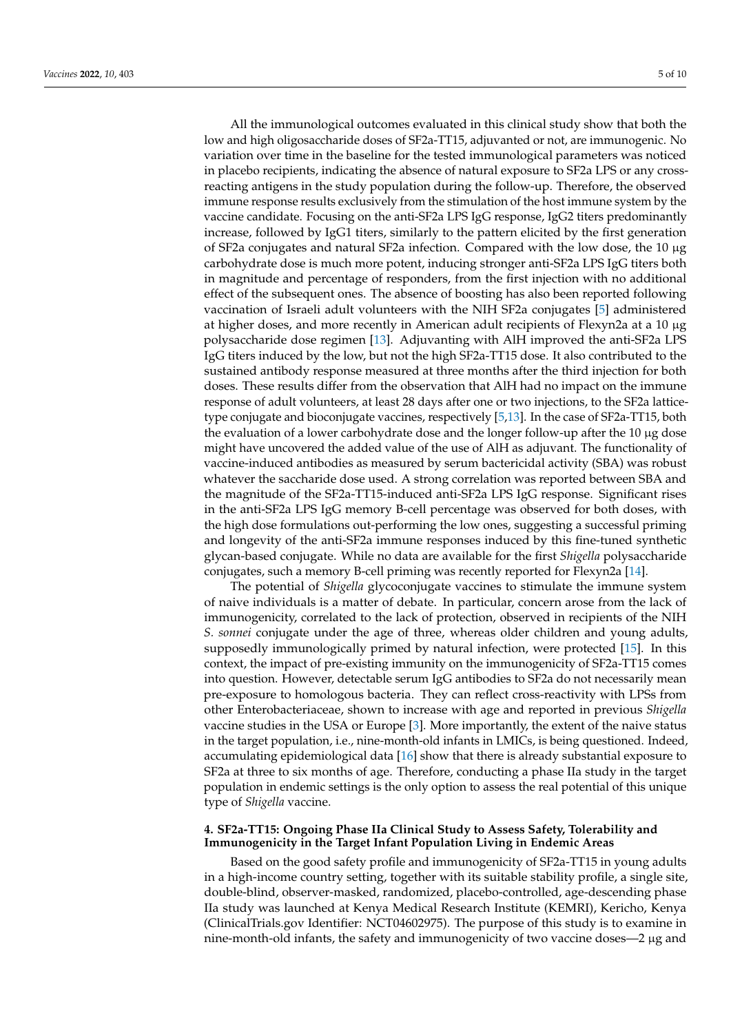All the immunological outcomes evaluated in this clinical study show that both the low and high oligosaccharide doses of SF2a-TT15, adjuvanted or not, are immunogenic. No variation over time in the baseline for the tested immunological parameters was noticed in placebo recipients, indicating the absence of natural exposure to SF2a LPS or any cross-reacting antigens in the study population during the follow-up. Therefore, the observed immune response results exclusively from the stimulation of the host immune system by the vaccine candidate. Focusing on the anti-SF2a LPS IgG response, IgG2 titers predominantly increase, followed by IgG1 titers, similarly to the pattern elicited by the first generation of SF2a conjugates and natural SF2a infection. Compared with the low dose, the 10 μg carbohydrate dose is much more potent, inducing stronger anti-SF2a LPS IgG titers both in magnitude and percentage of responders, from the first injection with no additional effect of the subsequent ones. The absence of boosting has also been reported following vaccination of Israeli adult volunteers with the NIH SF2a conjugates [5] administered at higher doses, and more recently in American adult recipients of Flexyn2a at a 10 μg polysaccharide dose regimen [13]. Adjuvanting with AlH improved the anti-SF2a LPS IgG titers induced by the low, but not the high SF2a-TT15 dose. It also contributed to the sustained antibody response measured at three months after the third injection for both doses. These results differ from the observation that AlH had no impact on the immune response of adult volunteers, at least 28 days after one or two injections, to the SF2a lattice-type conjugate and bioconjugate vaccines, respectively [5,13]. In the case of SF2a-TT15, both the evaluation of a lower carbohydrate dose and the longer follow-up after the 10 μg dose might have uncovered the added value of the use of AlH as adjuvant. The functionality of vaccine-induced antibodies as measured by serum bactericidal activity (SBA) was robust whatever the saccharide dose used. A strong correlation was reported between SBA and the magnitude of the SF2a-TT15-induced anti-SF2a LPS IgG response. Significant rises in the anti-SF2a LPS IgG memory B-cell percentage was observed for both doses, with the high dose formulations out-performing the low ones, suggesting a successful priming and longevity of the anti-SF2a immune responses induced by this fine-tuned synthetic glycan-based conjugate. While no data are available for the first *Shigella* polysaccharide conjugates, such a memory B-cell priming was recently reported for Flexyn2a [14].

The potential of *Shigella* glycoconjugate vaccines to stimulate the immune system of naive individuals is a matter of debate. In particular, concern arose from the lack of immunogenicity, correlated to the lack of protection, observed in recipients of the NIH *S. sonnei* conjugate under the age of three, whereas older children and young adults, supposedly immunologically primed by natural infection, were protected [15]. In this context, the impact of pre-existing immunity on the immunogenicity of SF2a-TT15 comes into question. However, detectable serum IgG antibodies to SF2a do not necessarily mean pre-exposure to homologous bacteria. They can reflect cross-reactivity with LPSs from other Enterobacteriaceae, shown to increase with age and reported in previous *Shigella* vaccine studies in the USA or Europe [3]. More importantly, the extent of the naive status in the target population, i.e., nine-month-old infants in LMICs, is being questioned. Indeed, accumulating epidemiological data [16] show that there is already substantial exposure to SF2a at three to six months of age. Therefore, conducting a phase IIa study in the target population in endemic settings is the only option to assess the real potential of this unique type of *Shigella* vaccine.

## 4. SF2a-TT15: Ongoing Phase IIa Clinical Study to Assess Safety, Tolerability and Immunogenicity in the Target Infant Population Living in Endemic Areas

Based on the good safety profile and immunogenicity of SF2a-TT15 in young adults in a high-income country setting, together with its suitable stability profile, a single site, double-blind, observer-masked, randomized, placebo-controlled, age-descending phase IIa study was launched at Kenya Medical Research Institute (KEMRI), Kericho, Kenya (ClinicalTrials.gov Identifier: NCT04602975). The purpose of this study is to examine in nine-month-old infants, the safety and immunogenicity of two vaccine doses—2 μg and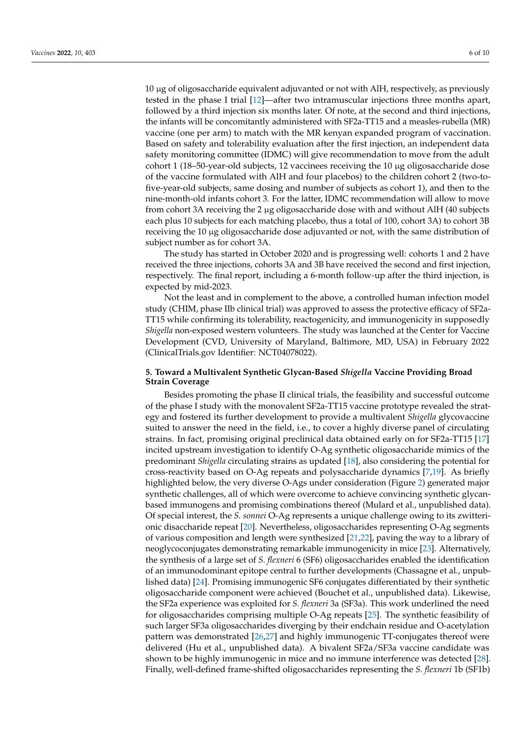10 μg of oligosaccharide equivalent adjuvanted or not with AlH, respectively, as previously tested in the phase I trial [12]—after two intramuscular injections three months apart, followed by a third injection six months later. Of note, at the second and third injections, the infants will be concomitantly administered with SF2a-TT15 and a measles-rubella (MR) vaccine (one per arm) to match with the MR kenyan expanded program of vaccination. Based on safety and tolerability evaluation after the first injection, an independent data safety monitoring committee (IDMC) will give recommendation to move from the adult cohort 1 (18–50-year-old subjects, 12 vaccinees receiving the 10 μg oligosaccharide dose of the vaccine formulated with AlH and four placebos) to the children cohort 2 (two-to-five-year-old subjects, same dosing and number of subjects as cohort 1), and then to the nine-month-old infants cohort 3. For the latter, IDMC recommendation will allow to move from cohort 3A receiving the 2 μg oligosaccharide dose with and without AlH (40 subjects each plus 10 subjects for each matching placebo, thus a total of 100, cohort 3A) to cohort 3B receiving the 10 μg oligosaccharide dose adjuvanted or not, with the same distribution of subject number as for cohort 3A.

The study has started in October 2020 and is progressing well: cohorts 1 and 2 have received the three injections, cohorts 3A and 3B have received the second and first injection, respectively. The final report, including a 6-month follow-up after the third injection, is expected by mid-2023.

Not the least and in complement to the above, a controlled human infection model study (CHIM, phase IIb clinical trial) was approved to assess the protective efficacy of SF2a-TT15 while confirming its tolerability, reactogenicity, and immunogenicity in supposedly *Shigella* non-exposed western volunteers. The study was launched at the Center for Vaccine Development (CVD, University of Maryland, Baltimore, MD, USA) in February 2022 (ClinicalTrials.gov Identifier: NCT04078022).

## 5. Toward a Multivalent Synthetic Glycan-Based *Shigella* Vaccine Providing Broad Strain Coverage

Besides promoting the phase II clinical trials, the feasibility and successful outcome of the phase I study with the monovalent SF2a-TT15 vaccine prototype revealed the strategy and fostered its further development to provide a multivalent *Shigella* glycovaccine suited to answer the need in the field, i.e., to cover a highly diverse panel of circulating strains. In fact, promising original preclinical data obtained early on for SF2a-TT15 [17] incited upstream investigation to identify O-Ag synthetic oligosaccharide mimics of the predominant *Shigella* circulating strains as updated [18], also considering the potential for cross-reactivity based on O-Ag repeats and polysaccharide dynamics [7,19]. As briefly highlighted below, the very diverse O-Ags under consideration (Figure 2) generated major synthetic challenges, all of which were overcome to achieve convincing synthetic glycan-based immunogens and promising combinations thereof (Mulard et al., unpublished data). Of special interest, the *S. sonnei* O-Ag represents a unique challenge owing to its zwitterionic disaccharide repeat [20]. Nevertheless, oligosaccharides representing O-Ag segments of various composition and length were synthesized [21,22], paving the way to a library of neoglycoconjugates demonstrating remarkable immunogenicity in mice [23]. Alternatively, the synthesis of a large set of *S. flexneri* 6 (SF6) oligosaccharides enabled the identification of an immunodominant epitope central to further developments (Chassagne et al., unpublished data) [24]. Promising immunogenic SF6 conjugates differentiated by their synthetic oligosaccharide component were achieved (Bouchet et al., unpublished data). Likewise, the SF2a experience was exploited for *S. flexneri* 3a (SF3a). This work underlined the need for oligosaccharides comprising multiple O-Ag repeats [25]. The synthetic feasibility of such larger SF3a oligosaccharides diverging by their endchain residue and O-acetylation pattern was demonstrated [26,27] and highly immunogenic TT-conjugates thereof were delivered (Hu et al., unpublished data). A bivalent SF2a/SF3a vaccine candidate was shown to be highly immunogenic in mice and no immune interference was detected [28]. Finally, well-defined frame-shifted oligosaccharides representing the *S. flexneri* 1b (SF1b)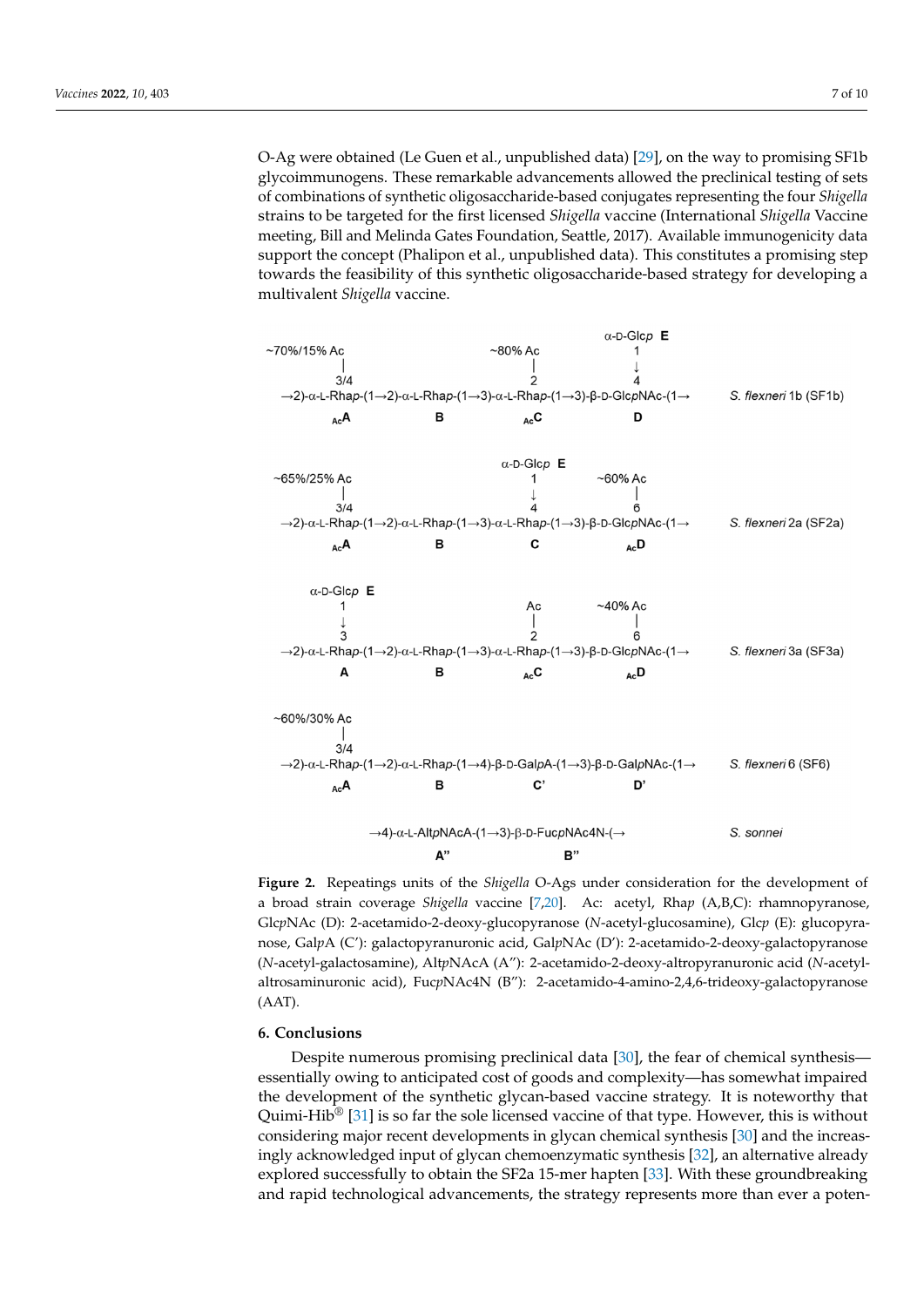O-Ag were obtained (Le Guen et al., unpublished data) [29], on the way to promising SF1b glycoimmunogens. These remarkable advancements allowed the preclinical testing of sets of combinations of synthetic oligosaccharide-based conjugates representing the four *Shigella* strains to be targeted for the first licensed *Shigella* vaccine (International *Shigella* Vaccine meeting, Bill and Melinda Gates Foundation, Seattle, 2017). Available immunogenicity data support the concept (Phalipon et al., unpublished data). This constitutes a promising step towards the feasibility of this synthetic oligosaccharide-based strategy for developing a multivalent *Shigella* vaccine.

```
                                                               α-D-Glcp E
~70%/15% Ac                              ~80% Ac                   1
      |                                     |                      ↓
     3/4                                    2                      4
→2)-α-L-Rhap-(1→2)-α-L-Rhap-(1→3)-α-L-Rhap-(1→3)-β-D-GlcpNAc-(1→        S. flexneri 1b (SF1b)
     AcA              B                   AcC                 D

                                         α-D-Glcp E
~65%/25% Ac                                 1          ~60% Ac
      |                                     ↓              |
     3/4                                    4              6
→2)-α-L-Rhap-(1→2)-α-L-Rhap-(1→3)-α-L-Rhap-(1→3)-β-D-GlcpNAc-(1→        S. flexneri 2a (SF2a)
     AcA              B                    C                 AcD

  α-D-Glcp E
      1                                    Ac          ~40% Ac
      ↓                                     |              |
      3                                     2              6
→2)-α-L-Rhap-(1→2)-α-L-Rhap-(1→3)-α-L-Rhap-(1→3)-β-D-GlcpNAc-(1→        S. flexneri 3a (SF3a)
      A               B                   AcC                AcD

~60%/30% Ac
      |
     3/4
→2)-α-L-Rhap-(1→2)-α-L-Rhap-(1→4)-β-D-GalpA-(1→3)-β-D-GalpNAc-(1→       S. flexneri 6 (SF6)
     AcA              B                    C'                D'

            →4)-α-L-AltpNAcA-(1→3)-β-D-FucpNAc4N-(→                      S. sonnei
                      A''                  B''
```

**Figure 2.** Repeatings units of the *Shigella* O-Ags under consideration for the development of a broad strain coverage *Shigella* vaccine [7,20]. Ac: acetyl, Rha*p* (A,B,C): rhamnopyranose, Glc*p*NAc (D): 2-acetamido-2-deoxy-glucopyranose (*N*-acetyl-glucosamine), Glc*p* (E): glucopyranose, Gal*p*A (C'): galactopyranuronic acid, Gal*p*NAc (D'): 2-acetamido-2-deoxy-galactopyranose (*N*-acetyl-galactosamine), Alt*p*NAcA (A''): 2-acetamido-2-deoxy-altropyranuronic acid (*N*-acetyl-altrosaminuronic acid), Fuc*p*NAc4N (B''): 2-acetamido-4-amino-2,4,6-trideoxy-galactopyranose (AAT).

## 6. Conclusions

Despite numerous promising preclinical data [30], the fear of chemical synthesis—essentially owing to anticipated cost of goods and complexity—has somewhat impaired the development of the synthetic glycan-based vaccine strategy. It is noteworthy that Quimi-Hib® [31] is so far the sole licensed vaccine of that type. However, this is without considering major recent developments in glycan chemical synthesis [30] and the increasingly acknowledged input of glycan chemoenzymatic synthesis [32], an alternative already explored successfully to obtain the SF2a 15-mer hapten [33]. With these groundbreaking and rapid technological advancements, the strategy represents more than ever a poten-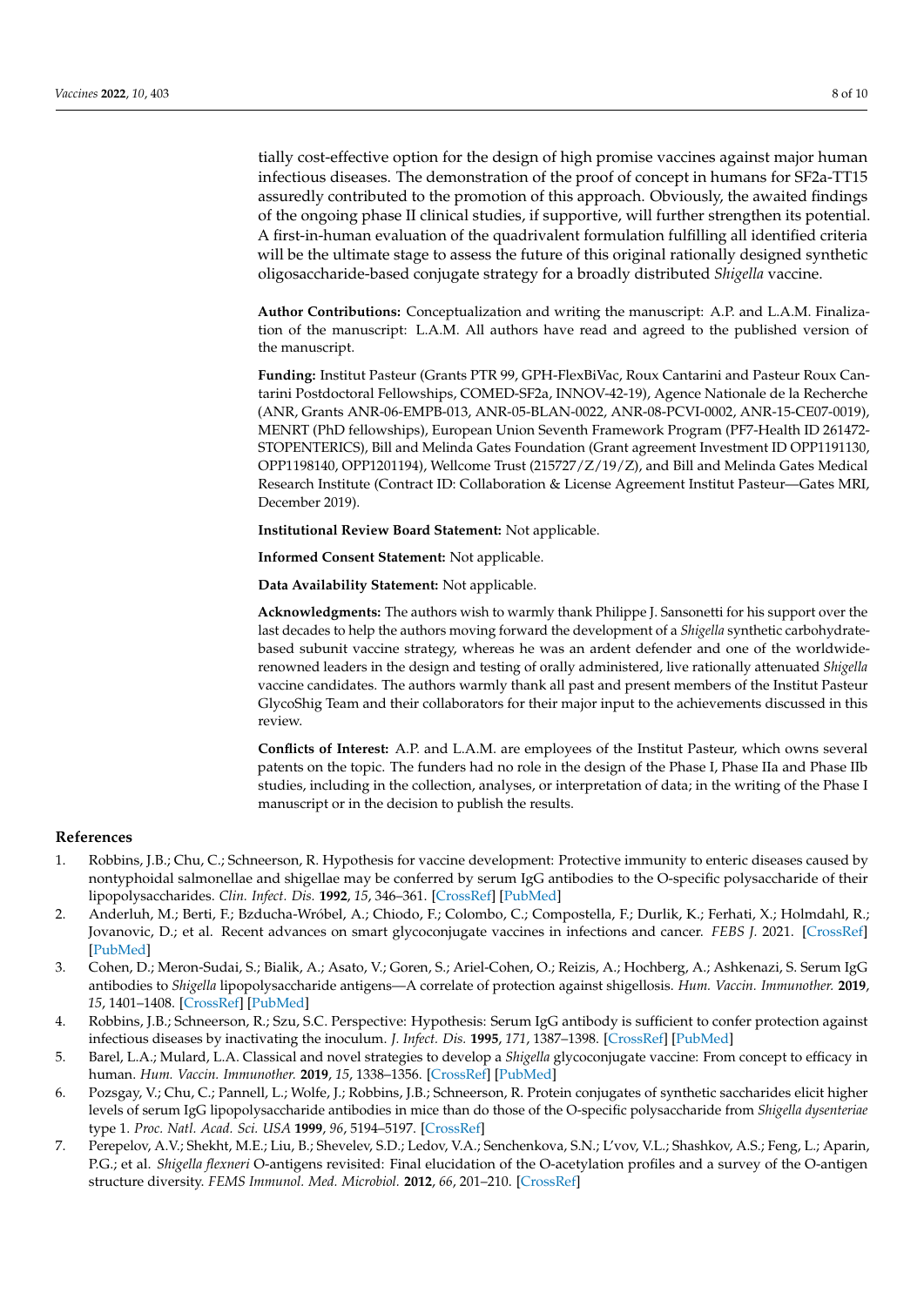tially cost-effective option for the design of high promise vaccines against major human infectious diseases. The demonstration of the proof of concept in humans for SF2a-TT15 assuredly contributed to the promotion of this approach. Obviously, the awaited findings of the ongoing phase II clinical studies, if supportive, will further strengthen its potential. A first-in-human evaluation of the quadrivalent formulation fulfilling all identified criteria will be the ultimate stage to assess the future of this original rationally designed synthetic oligosaccharide-based conjugate strategy for a broadly distributed *Shigella* vaccine.

**Author Contributions:** Conceptualization and writing the manuscript: A.P. and L.A.M. Finalization of the manuscript: L.A.M. All authors have read and agreed to the published version of the manuscript.

**Funding:** Institut Pasteur (Grants PTR 99, GPH-FlexBiVac, Roux Cantarini and Pasteur Roux Cantarini Postdoctoral Fellowships, COMED-SF2a, INNOV-42-19), Agence Nationale de la Recherche (ANR, Grants ANR-06-EMPB-013, ANR-05-BLAN-0022, ANR-08-PCVI-0002, ANR-15-CE07-0019), MENRT (PhD fellowships), European Union Seventh Framework Program (PF7-Health ID 261472-STOPENTERICS), Bill and Melinda Gates Foundation (Grant agreement Investment ID OPP1191130, OPP1198140, OPP1201194), Wellcome Trust (215727/Z/19/Z), and Bill and Melinda Gates Medical Research Institute (Contract ID: Collaboration & License Agreement Institut Pasteur—Gates MRI, December 2019).

**Institutional Review Board Statement:** Not applicable.

**Informed Consent Statement:** Not applicable.

**Data Availability Statement:** Not applicable.

**Acknowledgments:** The authors wish to warmly thank Philippe J. Sansonetti for his support over the last decades to help the authors moving forward the development of a *Shigella* synthetic carbohydrate-based subunit vaccine strategy, whereas he was an ardent defender and one of the worldwide-renowned leaders in the design and testing of orally administered, live rationally attenuated *Shigella* vaccine candidates. The authors warmly thank all past and present members of the Institut Pasteur GlycoShig Team and their collaborators for their major input to the achievements discussed in this review.

**Conflicts of Interest:** A.P. and L.A.M. are employees of the Institut Pasteur, which owns several patents on the topic. The funders had no role in the design of the Phase I, Phase IIa and Phase IIb studies, including in the collection, analyses, or interpretation of data; in the writing of the Phase I manuscript or in the decision to publish the results.

## References

1. Robbins, J.B.; Chu, C.; Schneerson, R. Hypothesis for vaccine development: Protective immunity to enteric diseases caused by nontyphoidal salmonellae and shigellae may be conferred by serum IgG antibodies to the O-specific polysaccharide of their lipopolysaccharides. *Clin. Infect. Dis.* **1992**, *15*, 346–361. [CrossRef] [PubMed]
2. Anderluh, M.; Berti, F.; Bzducha-Wróbel, A.; Chiodo, F.; Colombo, C.; Compostella, F.; Durlik, K.; Ferhati, X.; Holmdahl, R.; Jovanovic, D.; et al. Recent advances on smart glycoconjugate vaccines in infections and cancer. *FEBS J.* 2021. [CrossRef] [PubMed]
3. Cohen, D.; Meron-Sudai, S.; Bialik, A.; Asato, V.; Goren, S.; Ariel-Cohen, O.; Reizis, A.; Hochberg, A.; Ashkenazi, S. Serum IgG antibodies to *Shigella* lipopolysaccharide antigens—A correlate of protection against shigellosis. *Hum. Vaccin. Immunother.* **2019**, *15*, 1401–1408. [CrossRef] [PubMed]
4. Robbins, J.B.; Schneerson, R.; Szu, S.C. Perspective: Hypothesis: Serum IgG antibody is sufficient to confer protection against infectious diseases by inactivating the inoculum. *J. Infect. Dis.* **1995**, *171*, 1387–1398. [CrossRef] [PubMed]
5. Barel, L.A.; Mulard, L.A. Classical and novel strategies to develop a *Shigella* glycoconjugate vaccine: From concept to efficacy in human. *Hum. Vaccin. Immunother.* **2019**, *15*, 1338–1356. [CrossRef] [PubMed]
6. Pozsgay, V.; Chu, C.; Pannell, L.; Wolfe, J.; Robbins, J.B.; Schneerson, R. Protein conjugates of synthetic saccharides elicit higher levels of serum IgG lipopolysaccharide antibodies in mice than do those of the O-specific polysaccharide from *Shigella dysenteriae* type 1. *Proc. Natl. Acad. Sci. USA* **1999**, *96*, 5194–5197. [CrossRef]
7. Perepelov, A.V.; Shekht, M.E.; Liu, B.; Shevelev, S.D.; Ledov, V.A.; Senchenkova, S.N.; L'vov, V.L.; Shashkov, A.S.; Feng, L.; Aparin, P.G.; et al. *Shigella flexneri* O-antigens revisited: Final elucidation of the O-acetylation profiles and a survey of the O-antigen structure diversity. *FEMS Immunol. Med. Microbiol.* **2012**, *66*, 201–210. [CrossRef]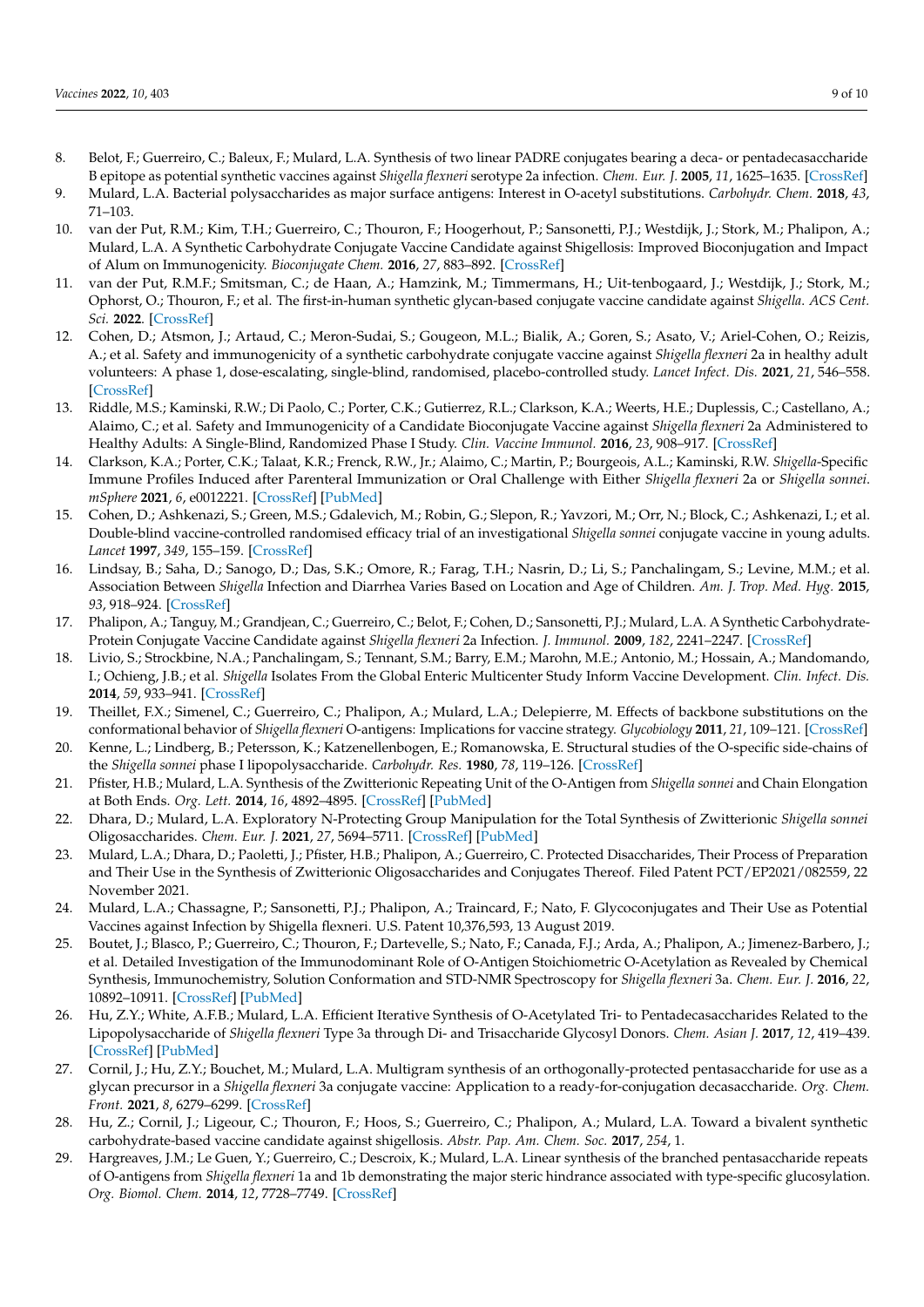8. Belot, F.; Guerreiro, C.; Baleux, F.; Mulard, L.A. Synthesis of two linear PADRE conjugates bearing a deca- or pentadecasaccharide B epitope as potential synthetic vaccines against *Shigella flexneri* serotype 2a infection. *Chem. Eur. J.* **2005**, *11*, 1625–1635. [CrossRef]
9. Mulard, L.A. Bacterial polysaccharides as major surface antigens: Interest in O-acetyl substitutions. *Carbohydr. Chem.* **2018**, *43*, 71–103.
10. van der Put, R.M.; Kim, T.H.; Guerreiro, C.; Thouron, F.; Hoogerhout, P.; Sansonetti, P.J.; Westdijk, J.; Stork, M.; Phalipon, A.; Mulard, L.A. A Synthetic Carbohydrate Conjugate Vaccine Candidate against Shigellosis: Improved Bioconjugation and Impact of Alum on Immunogenicity. *Bioconjugate Chem.* **2016**, *27*, 883–892. [CrossRef]
11. van der Put, R.M.F.; Smitsman, C.; de Haan, A.; Hamzink, M.; Timmermans, H.; Uit-tenbogaard, J.; Westdijk, J.; Stork, M.; Ophorst, O.; Thouron, F.; et al. The first-in-human synthetic glycan-based conjugate vaccine candidate against *Shigella*. *ACS Cent. Sci.* **2022**. [CrossRef]
12. Cohen, D.; Atsmon, J.; Artaud, C.; Meron-Sudai, S.; Gougeon, M.L.; Bialik, A.; Goren, S.; Asato, V.; Ariel-Cohen, O.; Reizis, A.; et al. Safety and immunogenicity of a synthetic carbohydrate conjugate vaccine against *Shigella flexneri* 2a in healthy adult volunteers: A phase 1, dose-escalating, single-blind, randomised, placebo-controlled study. *Lancet Infect. Dis.* **2021**, *21*, 546–558. [CrossRef]
13. Riddle, M.S.; Kaminski, R.W.; Di Paolo, C.; Porter, C.K.; Gutierrez, R.L.; Clarkson, K.A.; Weerts, H.E.; Duplessis, C.; Castellano, A.; Alaimo, C.; et al. Safety and Immunogenicity of a Candidate Bioconjugate Vaccine against *Shigella flexneri* 2a Administered to Healthy Adults: A Single-Blind, Randomized Phase I Study. *Clin. Vaccine Immunol.* **2016**, *23*, 908–917. [CrossRef]
14. Clarkson, K.A.; Porter, C.K.; Talaat, K.R.; Frenck, R.W., Jr.; Alaimo, C.; Martin, P.; Bourgeois, A.L.; Kaminski, R.W. *Shigella*-Specific Immune Profiles Induced after Parenteral Immunization or Oral Challenge with Either *Shigella flexneri* 2a or *Shigella sonnei*. *mSphere* **2021**, *6*, e0012221. [CrossRef] [PubMed]
15. Cohen, D.; Ashkenazi, S.; Green, M.S.; Gdalevich, M.; Robin, G.; Slepon, R.; Yavzori, M.; Orr, N.; Block, C.; Ashkenazi, I.; et al. Double-blind vaccine-controlled randomised efficacy trial of an investigational *Shigella sonnei* conjugate vaccine in young adults. *Lancet* **1997**, *349*, 155–159. [CrossRef]
16. Lindsay, B.; Saha, D.; Sanogo, D.; Das, S.K.; Omore, R.; Farag, T.H.; Nasrin, D.; Li, S.; Panchalingam, S.; Levine, M.M.; et al. Association Between *Shigella* Infection and Diarrhea Varies Based on Location and Age of Children. *Am. J. Trop. Med. Hyg.* **2015**, *93*, 918–924. [CrossRef]
17. Phalipon, A.; Tanguy, M.; Grandjean, C.; Guerreiro, C.; Belot, F.; Cohen, D.; Sansonetti, P.J.; Mulard, L.A. A Synthetic Carbohydrate-Protein Conjugate Vaccine Candidate against *Shigella flexneri* 2a Infection. *J. Immunol.* **2009**, *182*, 2241–2247. [CrossRef]
18. Livio, S.; Strockbine, N.A.; Panchalingam, S.; Tennant, S.M.; Barry, E.M.; Marohn, M.E.; Antonio, M.; Hossain, A.; Mandomando, I.; Ochieng, J.B.; et al. *Shigella* Isolates From the Global Enteric Multicenter Study Inform Vaccine Development. *Clin. Infect. Dis.* **2014**, *59*, 933–941. [CrossRef]
19. Theillet, F.X.; Simenel, C.; Guerreiro, C.; Phalipon, A.; Mulard, L.A.; Delepierre, M. Effects of backbone substitutions on the conformational behavior of *Shigella flexneri* O-antigens: Implications for vaccine strategy. *Glycobiology* **2011**, *21*, 109–121. [CrossRef]
20. Kenne, L.; Lindberg, B.; Petersson, K.; Katzenellenbogen, E.; Romanowska, E. Structural studies of the O-specific side-chains of the *Shigella sonnei* phase I lipopolysaccharide. *Carbohydr. Res.* **1980**, *78*, 119–126. [CrossRef]
21. Pfister, H.B.; Mulard, L.A. Synthesis of the Zwitterionic Repeating Unit of the O-Antigen from *Shigella sonnei* and Chain Elongation at Both Ends. *Org. Lett.* **2014**, *16*, 4892–4895. [CrossRef] [PubMed]
22. Dhara, D.; Mulard, L.A. Exploratory N-Protecting Group Manipulation for the Total Synthesis of Zwitterionic *Shigella sonnei* Oligosaccharides. *Chem. Eur. J.* **2021**, *27*, 5694–5711. [CrossRef] [PubMed]
23. Mulard, L.A.; Dhara, D.; Paoletti, J.; Pfister, H.B.; Phalipon, A.; Guerreiro, C. Protected Disaccharides, Their Process of Preparation and Their Use in the Synthesis of Zwitterionic Oligosaccharides and Conjugates Thereof. Filed Patent PCT/EP2021/082559, 22 November 2021.
24. Mulard, L.A.; Chassagne, P.; Sansonetti, P.J.; Phalipon, A.; Traincard, F.; Nato, F. Glycoconjugates and Their Use as Potential Vaccines against Infection by Shigella flexneri. U.S. Patent 10,376,593, 13 August 2019.
25. Boutet, J.; Blasco, P.; Guerreiro, C.; Thouron, F.; Dartevelle, S.; Nato, F.; Canada, F.J.; Arda, A.; Phalipon, A.; Jimenez-Barbero, J.; et al. Detailed Investigation of the Immunodominant Role of O-Antigen Stoichiometric O-Acetylation as Revealed by Chemical Synthesis, Immunochemistry, Solution Conformation and STD-NMR Spectroscopy for *Shigella flexneri* 3a. *Chem. Eur. J.* **2016**, *22*, 10892–10911. [CrossRef] [PubMed]
26. Hu, Z.Y.; White, A.F.B.; Mulard, L.A. Efficient Iterative Synthesis of O-Acetylated Tri- to Pentadecasaccharides Related to the Lipopolysaccharide of *Shigella flexneri* Type 3a through Di- and Trisaccharide Glycosyl Donors. *Chem. Asian J.* **2017**, *12*, 419–439. [CrossRef] [PubMed]
27. Cornil, J.; Hu, Z.Y.; Bouchet, M.; Mulard, L.A. Multigram synthesis of an orthogonally-protected pentasaccharide for use as a glycan precursor in a *Shigella flexneri* 3a conjugate vaccine: Application to a ready-for-conjugation decasaccharide. *Org. Chem. Front.* **2021**, *8*, 6279–6299. [CrossRef]
28. Hu, Z.; Cornil, J.; Ligeour, C.; Thouron, F.; Hoos, S.; Guerreiro, C.; Phalipon, A.; Mulard, L.A. Toward a bivalent synthetic carbohydrate-based vaccine candidate against shigellosis. *Abstr. Pap. Am. Chem. Soc.* **2017**, *254*, 1.
29. Hargreaves, J.M.; Le Guen, Y.; Guerreiro, C.; Descroix, K.; Mulard, L.A. Linear synthesis of the branched pentasaccharide repeats of O-antigens from *Shigella flexneri* 1a and 1b demonstrating the major steric hindrance associated with type-specific glucosylation. *Org. Biomol. Chem.* **2014**, *12*, 7728–7749. [CrossRef]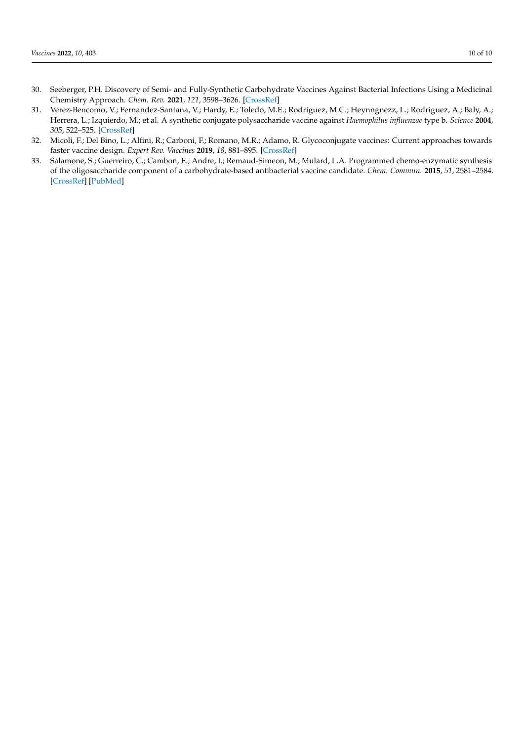30. Seeberger, P.H. Discovery of Semi- and Fully-Synthetic Carbohydrate Vaccines Against Bacterial Infections Using a Medicinal Chemistry Approach. *Chem. Rev.* **2021**, *121*, 3598–3626. [CrossRef]
31. Verez-Bencomo, V.; Fernandez-Santana, V.; Hardy, E.; Toledo, M.E.; Rodriguez, M.C.; Heynngnezz, L.; Rodriguez, A.; Baly, A.; Herrera, L.; Izquierdo, M.; et al. A synthetic conjugate polysaccharide vaccine against *Haemophilus influenzae* type b. *Science* **2004**, *305*, 522–525. [CrossRef]
32. Micoli, F.; Del Bino, L.; Alfini, R.; Carboni, F.; Romano, M.R.; Adamo, R. Glycoconjugate vaccines: Current approaches towards faster vaccine design. *Expert Rev. Vaccines* **2019**, *18*, 881–895. [CrossRef]
33. Salamone, S.; Guerreiro, C.; Cambon, E.; Andre, I.; Remaud-Simeon, M.; Mulard, L.A. Programmed chemo-enzymatic synthesis of the oligosaccharide component of a carbohydrate-based antibacterial vaccine candidate. *Chem. Commun.* **2015**, *51*, 2581–2584. [CrossRef] [PubMed]